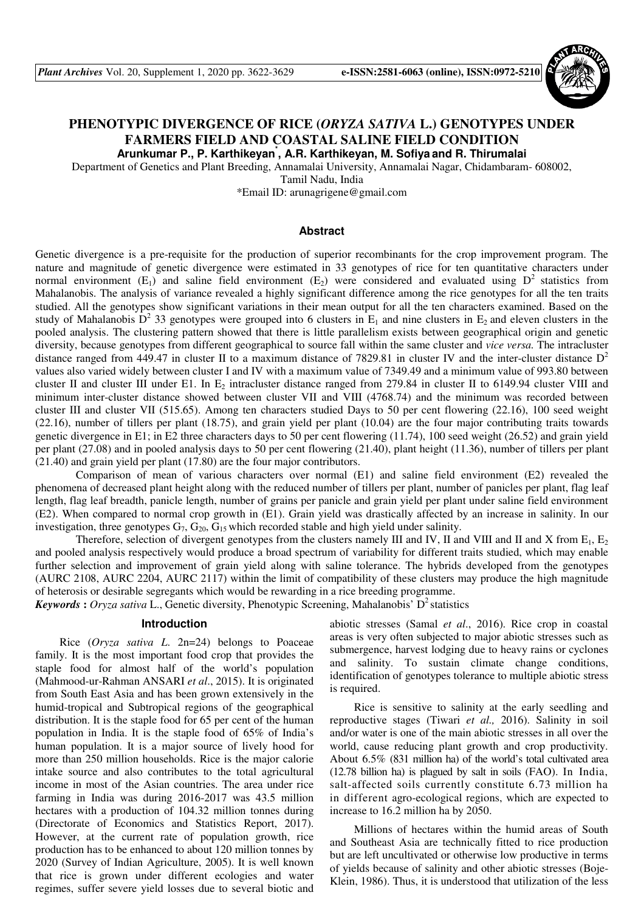# PHENOTYPIC DIVERGENCE OF RICE (*ORYZA SATIVA* L.) GENOTYPES UNDER FARMERS FIELD AND COASTAL SALINE FIELD CONDITION

**Arunkumar P., P. Karthikeyan*, A.R. Karthikeyan, M. Sofiya and R. Thirumalai**

Department of Genetics and Plant Breeding, Annamalai University, Annamalai Nagar, Chidambaram- 608002, Tamil Nadu, India

*Email ID: arunagrigene@gmail.com

## Abstract

Genetic divergence is a pre-requisite for the production of superior recombinants for the crop improvement program. The nature and magnitude of genetic divergence were estimated in 33 genotypes of rice for ten quantitative characters under normal environment ($E_1$) and saline field environment ($E_2$) were considered and evaluated using $D^2$ statistics from Mahalanobis. The analysis of variance revealed a highly significant difference among the rice genotypes for all the ten traits studied. All the genotypes show significant variations in their mean output for all the ten characters examined. Based on the study of Mahalanobis $D^2$ 33 genotypes were grouped into 6 clusters in $E_1$ and nine clusters in $E_2$ and eleven clusters in the pooled analysis. The clustering pattern showed that there is little parallelism exists between geographical origin and genetic diversity, because genotypes from different geographical to source fall within the same cluster and *vice versa.* The intracluster distance ranged from 449.47 in cluster II to a maximum distance of 7829.81 in cluster IV and the inter-cluster distance $D^2$ values also varied widely between cluster I and IV with a maximum value of 7349.49 and a minimum value of 993.80 between cluster II and cluster III under E1. In $E_2$ intracluster distance ranged from 279.84 in cluster II to 6149.94 cluster VIII and minimum inter-cluster distance showed between cluster VII and VIII (4768.74) and the minimum was recorded between cluster III and cluster VII (515.65). Among ten characters studied Days to 50 per cent flowering (22.16), 100 seed weight (22.16), number of tillers per plant (18.75), and grain yield per plant (10.04) are the four major contributing traits towards genetic divergence in E1; in E2 three characters days to 50 per cent flowering (11.74), 100 seed weight (26.52) and grain yield per plant (27.08) and in pooled analysis days to 50 per cent flowering (21.40), plant height (11.36), number of tillers per plant (21.40) and grain yield per plant (17.80) are the four major contributors.

Comparison of mean of various characters over normal (E1) and saline field environment (E2) revealed the phenomena of decreased plant height along with the reduced number of tillers per plant, number of panicles per plant, flag leaf length, flag leaf breadth, panicle length, number of grains per panicle and grain yield per plant under saline field environment (E2). When compared to normal crop growth in (E1). Grain yield was drastically affected by an increase in salinity. In our investigation, three genotypes $G_7$, $G_{20}$, $G_{15}$ which recorded stable and high yield under salinity.

Therefore, selection of divergent genotypes from the clusters namely III and IV, II and VIII and II and X from $E_1$, $E_2$ and pooled analysis respectively would produce a broad spectrum of variability for different traits studied, which may enable further selection and improvement of grain yield along with saline tolerance. The hybrids developed from the genotypes (AURC 2108, AURC 2204, AURC 2117) within the limit of compatibility of these clusters may produce the high magnitude of heterosis or desirable segregants which would be rewarding in a rice breeding programme.

***Keywords*** **:** *Oryza sativa* L., Genetic diversity, Phenotypic Screening, Mahalanobis' $D^2$ statistics

## Introduction

Rice (*Oryza sativa L.* 2n=24) belongs to Poaceae family. It is the most important food crop that provides the staple food for almost half of the world's population (Mahmood-ur-Rahman ANSARI *et al*., 2015). It is originated from South East Asia and has been grown extensively in the humid-tropical and Subtropical regions of the geographical distribution. It is the staple food for 65 per cent of the human population in India. It is the staple food of 65% of India's human population. It is a major source of lively hood for more than 250 million households. Rice is the major calorie intake source and also contributes to the total agricultural income in most of the Asian countries. The area under rice farming in India was during 2016-2017 was 43.5 million hectares with a production of 104.32 million tonnes during (Directorate of Economics and Statistics Report, 2017). However, at the current rate of population growth, rice production has to be enhanced to about 120 million tonnes by 2020 (Survey of Indian Agriculture, 2005). It is well known that rice is grown under different ecologies and water regimes, suffer severe yield losses due to several biotic and abiotic stresses (Samal *et al*., 2016). Rice crop in coastal areas is very often subjected to major abiotic stresses such as submergence, harvest lodging due to heavy rains or cyclones and salinity. To sustain climate change conditions, identification of genotypes tolerance to multiple abiotic stress is required.

Rice is sensitive to salinity at the early seedling and reproductive stages (Tiwari *et al.,* 2016). Salinity in soil and/or water is one of the main abiotic stresses in all over the world, cause reducing plant growth and crop productivity. About 6.5% (831 million ha) of the world's total cultivated area (12.78 billion ha) is plagued by salt in soils (FAO). In India, salt-affected soils currently constitute 6.73 million ha in different agro-ecological regions, which are expected to increase to 16.2 million ha by 2050.

Millions of hectares within the humid areas of South and Southeast Asia are technically fitted to rice production but are left uncultivated or otherwise low productive in terms of yields because of salinity and other abiotic stresses (Boje-Klein, 1986). Thus, it is understood that utilization of the less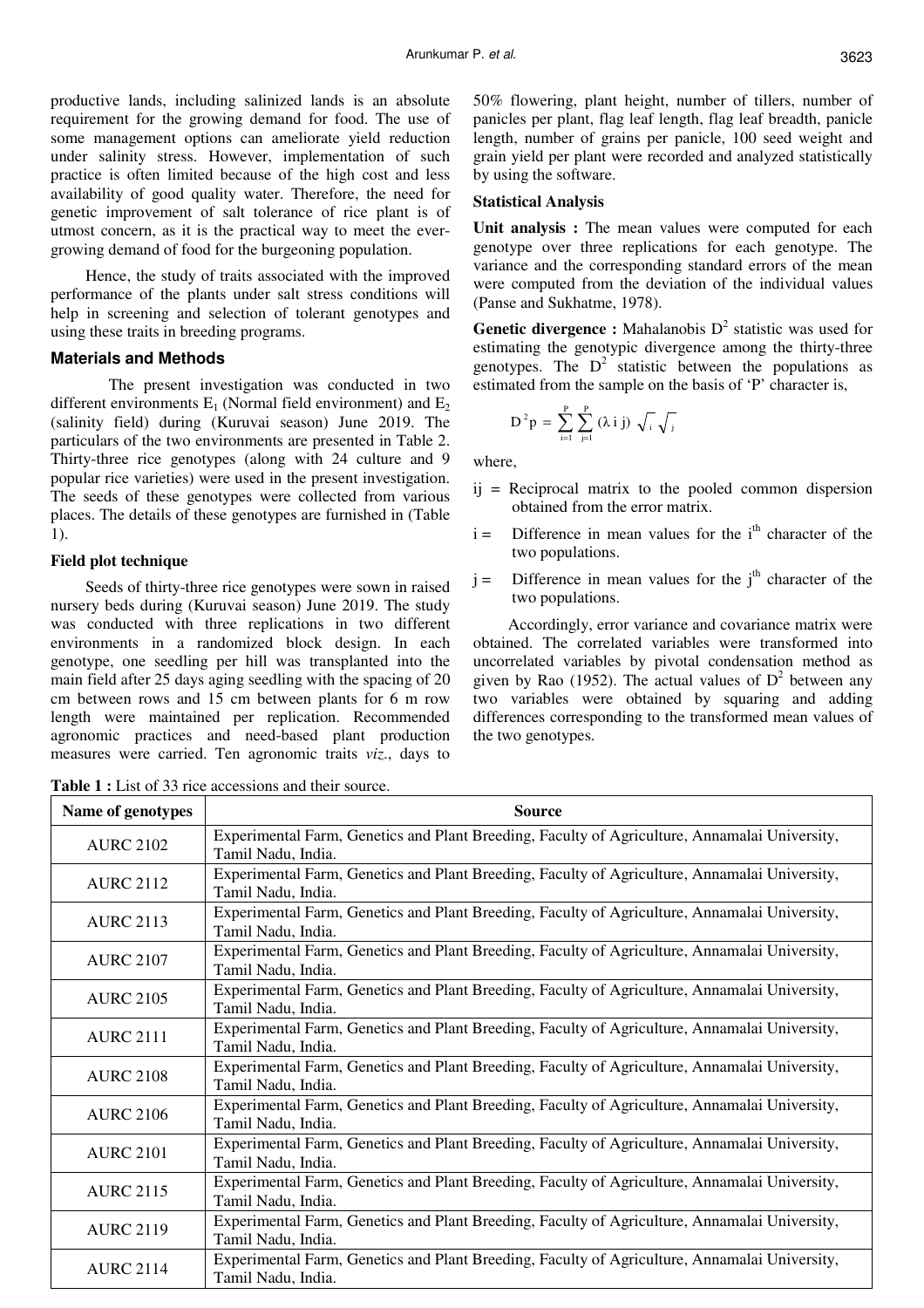productive lands, including salinized lands is an absolute requirement for the growing demand for food. The use of some management options can ameliorate yield reduction under salinity stress. However, implementation of such practice is often limited because of the high cost and less availability of good quality water. Therefore, the need for genetic improvement of salt tolerance of rice plant is of utmost concern, as it is the practical way to meet the ever-growing demand of food for the burgeoning population.

Hence, the study of traits associated with the improved performance of the plants under salt stress conditions will help in screening and selection of tolerant genotypes and using these traits in breeding programs.

## Materials and Methods

The present investigation was conducted in two different environments $E_1$ (Normal field environment) and $E_2$ (salinity field) during (Kuruvai season) June 2019. The particulars of the two environments are presented in Table 2. Thirty-three rice genotypes (along with 24 culture and 9 popular rice varieties) were used in the present investigation. The seeds of these genotypes were collected from various places. The details of these genotypes are furnished in (Table 1).

### Field plot technique

Seeds of thirty-three rice genotypes were sown in raised nursery beds during (Kuruvai season) June 2019. The study was conducted with three replications in two different environments in a randomized block design. In each genotype, one seedling per hill was transplanted into the main field after 25 days aging seedling with the spacing of 20 cm between rows and 15 cm between plants for 6 m row length were maintained per replication. Recommended agronomic practices and need-based plant production measures were carried. Ten agronomic traits *viz*., days to 50% flowering, plant height, number of tillers, number of panicles per plant, flag leaf length, flag leaf breadth, panicle length, number of grains per panicle, 100 seed weight and grain yield per plant were recorded and analyzed statistically by using the software.

### Statistical Analysis

**Unit analysis :** The mean values were computed for each genotype over three replications for each genotype. The variance and the corresponding standard errors of the mean were computed from the deviation of the individual values (Panse and Sukhatme, 1978).

**Genetic divergence :** Mahalanobis $D^2$ statistic was used for estimating the genotypic divergence among the thirty-three genotypes. The $D^2$ statistic between the populations as estimated from the sample on the basis of 'P' character is,

$$D^2p = \sum_{i=1}^{P} \sum_{j=1}^{P} (\lambda \, i \, j) \sqrt{_i} \sqrt{_j}$$

where,

ij = Reciprocal matrix to the pooled common dispersion obtained from the error matrix.

i = Difference in mean values for the $i^{th}$ character of the two populations.

j = Difference in mean values for the $j^{th}$ character of the two populations.

Accordingly, error variance and covariance matrix were obtained. The correlated variables were transformed into uncorrelated variables by pivotal condensation method as given by Rao (1952). The actual values of $D^2$ between any two variables were obtained by squaring and adding differences corresponding to the transformed mean values of the two genotypes.

**Table 1 :** List of 33 rice accessions and their source.

| Name of genotypes | Source |
|---|---|
| AURC 2102 | Experimental Farm, Genetics and Plant Breeding, Faculty of Agriculture, Annamalai University, Tamil Nadu, India. |
| AURC 2112 | Experimental Farm, Genetics and Plant Breeding, Faculty of Agriculture, Annamalai University, Tamil Nadu, India. |
| AURC 2113 | Experimental Farm, Genetics and Plant Breeding, Faculty of Agriculture, Annamalai University, Tamil Nadu, India. |
| AURC 2107 | Experimental Farm, Genetics and Plant Breeding, Faculty of Agriculture, Annamalai University, Tamil Nadu, India. |
| AURC 2105 | Experimental Farm, Genetics and Plant Breeding, Faculty of Agriculture, Annamalai University, Tamil Nadu, India. |
| AURC 2111 | Experimental Farm, Genetics and Plant Breeding, Faculty of Agriculture, Annamalai University, Tamil Nadu, India. |
| AURC 2108 | Experimental Farm, Genetics and Plant Breeding, Faculty of Agriculture, Annamalai University, Tamil Nadu, India. |
| AURC 2106 | Experimental Farm, Genetics and Plant Breeding, Faculty of Agriculture, Annamalai University, Tamil Nadu, India. |
| AURC 2101 | Experimental Farm, Genetics and Plant Breeding, Faculty of Agriculture, Annamalai University, Tamil Nadu, India. |
| AURC 2115 | Experimental Farm, Genetics and Plant Breeding, Faculty of Agriculture, Annamalai University, Tamil Nadu, India. |
| AURC 2119 | Experimental Farm, Genetics and Plant Breeding, Faculty of Agriculture, Annamalai University, Tamil Nadu, India. |
| AURC 2114 | Experimental Farm, Genetics and Plant Breeding, Faculty of Agriculture, Annamalai University, Tamil Nadu, India. |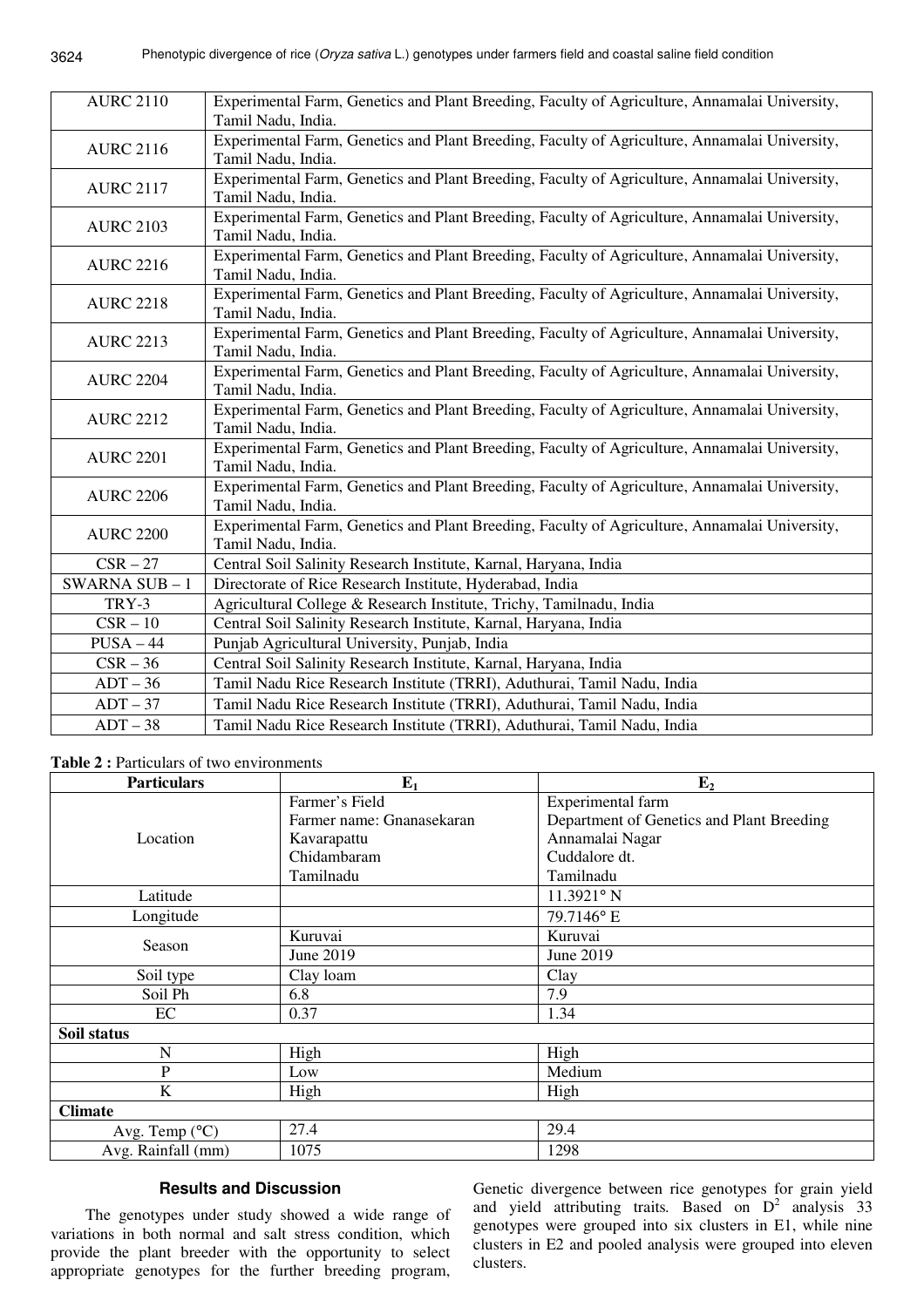| | |
|---|---|
| AURC 2110 | Experimental Farm, Genetics and Plant Breeding, Faculty of Agriculture, Annamalai University, Tamil Nadu, India. |
| AURC 2116 | Experimental Farm, Genetics and Plant Breeding, Faculty of Agriculture, Annamalai University, Tamil Nadu, India. |
| AURC 2117 | Experimental Farm, Genetics and Plant Breeding, Faculty of Agriculture, Annamalai University, Tamil Nadu, India. |
| AURC 2103 | Experimental Farm, Genetics and Plant Breeding, Faculty of Agriculture, Annamalai University, Tamil Nadu, India. |
| AURC 2216 | Experimental Farm, Genetics and Plant Breeding, Faculty of Agriculture, Annamalai University, Tamil Nadu, India. |
| AURC 2218 | Experimental Farm, Genetics and Plant Breeding, Faculty of Agriculture, Annamalai University, Tamil Nadu, India. |
| AURC 2213 | Experimental Farm, Genetics and Plant Breeding, Faculty of Agriculture, Annamalai University, Tamil Nadu, India. |
| AURC 2204 | Experimental Farm, Genetics and Plant Breeding, Faculty of Agriculture, Annamalai University, Tamil Nadu, India. |
| AURC 2212 | Experimental Farm, Genetics and Plant Breeding, Faculty of Agriculture, Annamalai University, Tamil Nadu, India. |
| AURC 2201 | Experimental Farm, Genetics and Plant Breeding, Faculty of Agriculture, Annamalai University, Tamil Nadu, India. |
| AURC 2206 | Experimental Farm, Genetics and Plant Breeding, Faculty of Agriculture, Annamalai University, Tamil Nadu, India. |
| AURC 2200 | Experimental Farm, Genetics and Plant Breeding, Faculty of Agriculture, Annamalai University, Tamil Nadu, India. |
| CSR – 27 | Central Soil Salinity Research Institute, Karnal, Haryana, India |
| SWARNA SUB – 1 | Directorate of Rice Research Institute, Hyderabad, India |
| TRY-3 | Agricultural College & Research Institute, Trichy, Tamilnadu, India |
| CSR – 10 | Central Soil Salinity Research Institute, Karnal, Haryana, India |
| PUSA – 44 | Punjab Agricultural University, Punjab, India |
| CSR – 36 | Central Soil Salinity Research Institute, Karnal, Haryana, India |
| ADT – 36 | Tamil Nadu Rice Research Institute (TRRI), Aduthurai, Tamil Nadu, India |
| ADT – 37 | Tamil Nadu Rice Research Institute (TRRI), Aduthurai, Tamil Nadu, India |
| ADT – 38 | Tamil Nadu Rice Research Institute (TRRI), Aduthurai, Tamil Nadu, India |

**Table 2 :** Particulars of two environments

| Particulars | $E_1$ | $E_2$ |
|---|---|---|
| Location | Farmer's Field<br>Farmer name: Gnanasekaran<br>Kavarapattu<br>Chidambaram<br>Tamilnadu | Experimental farm<br>Department of Genetics and Plant Breeding<br>Annamalai Nagar<br>Cuddalore dt.<br>Tamilnadu |
| Latitude | | 11.3921° N |
| Longitude | | 79.7146° E |
| Season | Kuruvai<br>June 2019 | Kuruvai<br>June 2019 |
| Soil type | Clay loam | Clay |
| Soil Ph | 6.8 | 7.9 |
| EC | 0.37 | 1.34 |
| **Soil status** | | |
| N | High | High |
| P | Low | Medium |
| K | High | High |
| **Climate** | | |
| Avg. Temp (°C) | 27.4 | 29.4 |
| Avg. Rainfall (mm) | 1075 | 1298 |

## Results and Discussion

The genotypes under study showed a wide range of variations in both normal and salt stress condition, which provide the plant breeder with the opportunity to select appropriate genotypes for the further breeding program, Genetic divergence between rice genotypes for grain yield and yield attributing traits. Based on $D^2$ analysis 33 genotypes were grouped into six clusters in E1, while nine clusters in E2 and pooled analysis were grouped into eleven clusters.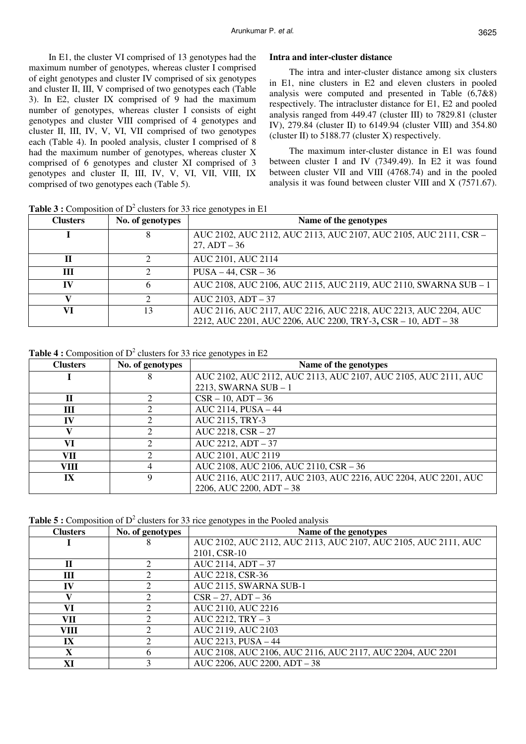In E1, the cluster VI comprised of 13 genotypes had the maximum number of genotypes, whereas cluster I comprised of eight genotypes and cluster IV comprised of six genotypes and cluster II, III, V comprised of two genotypes each (Table 3). In E2, cluster IX comprised of 9 had the maximum number of genotypes, whereas cluster I consists of eight genotypes and cluster VIII comprised of 4 genotypes and cluster II, III, IV, V, VI, VII comprised of two genotypes each (Table 4). In pooled analysis, cluster I comprised of 8 had the maximum number of genotypes, whereas cluster X comprised of 6 genotypes and cluster XI comprised of 3 genotypes and cluster II, III, IV, V, VI, VII, VIII, IX comprised of two genotypes each (Table 5).

**Intra and inter-cluster distance**

The intra and inter-cluster distance among six clusters in E1, nine clusters in E2 and eleven clusters in pooled analysis were computed and presented in Table (6,7&8) respectively. The intracluster distance for E1, E2 and pooled analysis ranged from 449.47 (cluster III) to 7829.81 (cluster IV), 279.84 (cluster II) to 6149.94 (cluster VIII) and 354.80 (cluster II) to 5188.77 (cluster X) respectively.

The maximum inter-cluster distance in E1 was found between cluster I and IV (7349.49). In E2 it was found between cluster VII and VIII (4768.74) and in the pooled analysis it was found between cluster VIII and X (7571.67).

**Table 3 :** Composition of $D^2$ clusters for 33 rice genotypes in E1

| Clusters | No. of genotypes | Name of the genotypes |
|---|---|---|
| I | 8 | AUC 2102, AUC 2112, AUC 2113, AUC 2107, AUC 2105, AUC 2111, CSR – 27, ADT – 36 |
| II | 2 | AUC 2101, AUC 2114 |
| III | 2 | PUSA – 44, CSR – 36 |
| IV | 6 | AUC 2108, AUC 2106, AUC 2115, AUC 2119, AUC 2110, SWARNA SUB – 1 |
| V | 2 | AUC 2103, ADT – 37 |
| VI | 13 | AUC 2116, AUC 2117, AUC 2216, AUC 2218, AUC 2213, AUC 2204, AUC 2212, AUC 2201, AUC 2206, AUC 2200, TRY-3, CSR – 10, ADT – 38 |

**Table 4 :** Composition of $D^2$ clusters for 33 rice genotypes in E2

| Clusters | No. of genotypes | Name of the genotypes |
|---|---|---|
| I | 8 | AUC 2102, AUC 2112, AUC 2113, AUC 2107, AUC 2105, AUC 2111, AUC 2213, SWARNA SUB – 1 |
| II | 2 | CSR – 10, ADT – 36 |
| III | 2 | AUC 2114, PUSA – 44 |
| IV | 2 | AUC 2115, TRY-3 |
| V | 2 | AUC 2218, CSR – 27 |
| VI | 2 | AUC 2212, ADT – 37 |
| VII | 2 | AUC 2101, AUC 2119 |
| VIII | 4 | AUC 2108, AUC 2106, AUC 2110, CSR – 36 |
| IX | 9 | AUC 2116, AUC 2117, AUC 2103, AUC 2216, AUC 2204, AUC 2201, AUC 2206, AUC 2200, ADT – 38 |

**Table 5 :** Composition of $D^2$ clusters for 33 rice genotypes in the Pooled analysis

| Clusters | No. of genotypes | Name of the genotypes |
|---|---|---|
| I | 8 | AUC 2102, AUC 2112, AUC 2113, AUC 2107, AUC 2105, AUC 2111, AUC 2101, CSR-10 |
| II | 2 | AUC 2114, ADT – 37 |
| III | 2 | AUC 2218, CSR-36 |
| IV | 2 | AUC 2115, SWARNA SUB-1 |
| V | 2 | CSR – 27, ADT – 36 |
| VI | 2 | AUC 2110, AUC 2216 |
| VII | 2 | AUC 2212, TRY – 3 |
| VIII | 2 | AUC 2119, AUC 2103 |
| IX | 2 | AUC 2213, PUSA – 44 |
| X | 6 | AUC 2108, AUC 2106, AUC 2116, AUC 2117, AUC 2204, AUC 2201 |
| XI | 3 | AUC 2206, AUC 2200, ADT – 38 |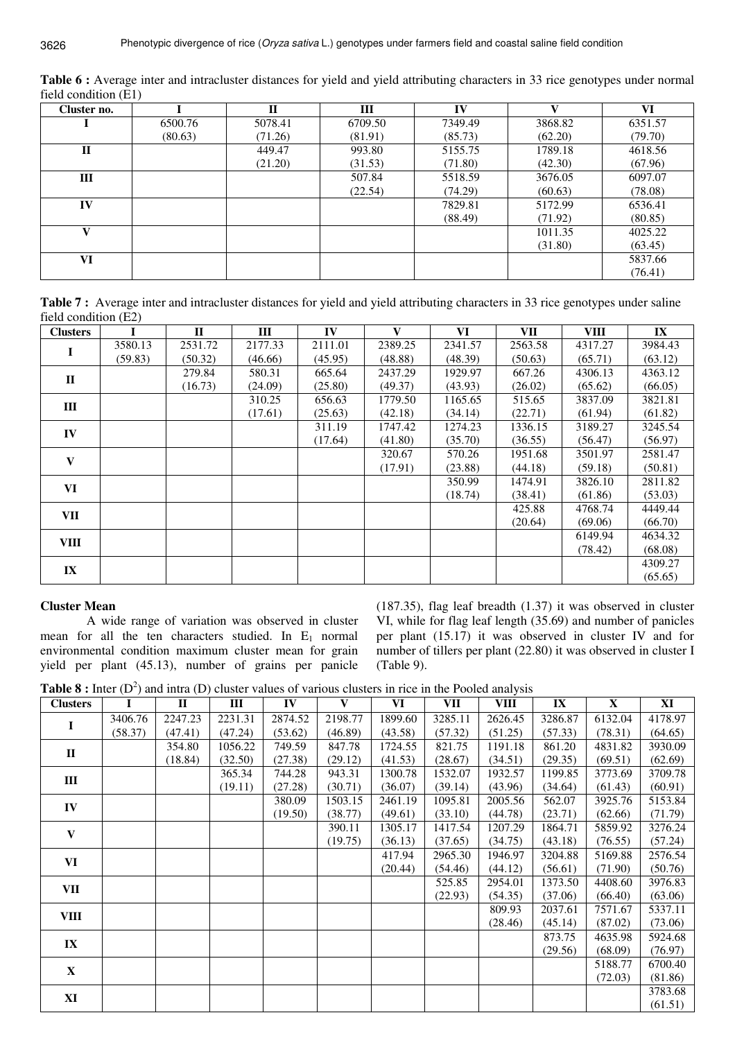**Table 6 :** Average inter and intracluster distances for yield and yield attributing characters in 33 rice genotypes under normal field condition (E1)

| Cluster no. | I | II | III | IV | V | VI |
|---|---|---|---|---|---|---|
| I | 6500.76 (80.63) | 5078.41 (71.26) | 6709.50 (81.91) | 7349.49 (85.73) | 3868.82 (62.20) | 6351.57 (79.70) |
| II | | 449.47 (21.20) | 993.80 (31.53) | 5155.75 (71.80) | 1789.18 (42.30) | 4618.56 (67.96) |
| III | | | 507.84 (22.54) | 5518.59 (74.29) | 3676.05 (60.63) | 6097.07 (78.08) |
| IV | | | | 7829.81 (88.49) | 5172.99 (71.92) | 6536.41 (80.85) |
| V | | | | | 1011.35 (31.80) | 4025.22 (63.45) |
| VI | | | | | | 5837.66 (76.41) |

**Table 7 :** Average inter and intracluster distances for yield and yield attributing characters in 33 rice genotypes under saline field condition (E2)

| Clusters | I | II | III | IV | V | VI | VII | VIII | IX |
|---|---|---|---|---|---|---|---|---|---|
| I | 3580.13 (59.83) | 2531.72 (50.32) | 2177.33 (46.66) | 2111.01 (45.95) | 2389.25 (48.88) | 2341.57 (48.39) | 2563.58 (50.63) | 4317.27 (65.71) | 3984.43 (63.12) |
| II | | 279.84 (16.73) | 580.31 (24.09) | 665.64 (25.80) | 2437.29 (49.37) | 1929.97 (43.93) | 667.26 (26.02) | 4306.13 (65.62) | 4363.12 (66.05) |
| III | | | 310.25 (17.61) | 656.63 (25.63) | 1779.50 (42.18) | 1165.65 (34.14) | 515.65 (22.71) | 3837.09 (61.94) | 3821.81 (61.82) |
| IV | | | | 311.19 (17.64) | 1747.42 (41.80) | 1274.23 (35.70) | 1336.15 (36.55) | 3189.27 (56.47) | 3245.54 (56.97) |
| V | | | | | 320.67 (17.91) | 570.26 (23.88) | 1951.68 (44.18) | 3501.97 (59.18) | 2581.47 (50.81) |
| VI | | | | | | 350.99 (18.74) | 1474.91 (38.41) | 3826.10 (61.86) | 2811.82 (53.03) |
| VII | | | | | | | 425.88 (20.64) | 4768.74 (69.06) | 4449.44 (66.70) |
| VIII | | | | | | | | 6149.94 (78.42) | 4634.32 (68.08) |
| IX | | | | | | | | | 4309.27 (65.65) |

### Cluster Mean

A wide range of variation was observed in cluster mean for all the ten characters studied. In $E_1$ normal environmental condition maximum cluster mean for grain yield per plant (45.13), number of grains per panicle (187.35), flag leaf breadth (1.37) it was observed in cluster VI, while for flag leaf length (35.69) and number of panicles per plant (15.17) it was observed in cluster IV and for number of tillers per plant (22.80) it was observed in cluster I (Table 9).

**Table 8 :** Inter ($D^2$) and intra (D) cluster values of various clusters in rice in the Pooled analysis

| Clusters | I | II | III | IV | V | VI | VII | VIII | IX | X | XI |
|---|---|---|---|---|---|---|---|---|---|---|---|
| I | 3406.76 (58.37) | 2247.23 (47.41) | 2231.31 (47.24) | 2874.52 (53.62) | 2198.77 (46.89) | 1899.60 (43.58) | 3285.11 (57.32) | 2626.45 (51.25) | 3286.87 (57.33) | 6132.04 (78.31) | 4178.97 (64.65) |
| II | | 354.80 (18.84) | 1056.22 (32.50) | 749.59 (27.38) | 847.78 (29.12) | 1724.55 (41.53) | 821.75 (28.67) | 1191.18 (34.51) | 861.20 (29.35) | 4831.82 (69.51) | 3930.09 (62.69) |
| III | | | 365.34 (19.11) | 744.28 (27.28) | 943.31 (30.71) | 1300.78 (36.07) | 1532.07 (39.14) | 1932.57 (43.96) | 1199.85 (34.64) | 3773.69 (61.43) | 3709.78 (60.91) |
| IV | | | | 380.09 (19.50) | 1503.15 (38.77) | 2461.19 (49.61) | 1095.81 (33.10) | 2005.56 (44.78) | 562.07 (23.71) | 3925.76 (62.66) | 5153.84 (71.79) |
| V | | | | | 390.11 (19.75) | 1305.17 (36.13) | 1417.54 (37.65) | 1207.29 (34.75) | 1864.71 (43.18) | 5859.92 (76.55) | 3276.24 (57.24) |
| VI | | | | | | 417.94 (20.44) | 2965.30 (54.46) | 1946.97 (44.12) | 3204.88 (56.61) | 5169.88 (71.90) | 2576.54 (50.76) |
| VII | | | | | | | 525.85 (22.93) | 2954.01 (54.35) | 1373.50 (37.06) | 4408.60 (66.40) | 3976.83 (63.06) |
| VIII | | | | | | | | 809.93 (28.46) | 2037.61 (45.14) | 7571.67 (87.02) | 5337.11 (73.06) |
| IX | | | | | | | | | 873.75 (29.56) | 4635.98 (68.09) | 5924.68 (76.97) |
| X | | | | | | | | | | 5188.77 (72.03) | 6700.40 (81.86) |
| XI | | | | | | | | | | | 3783.68 (61.51) |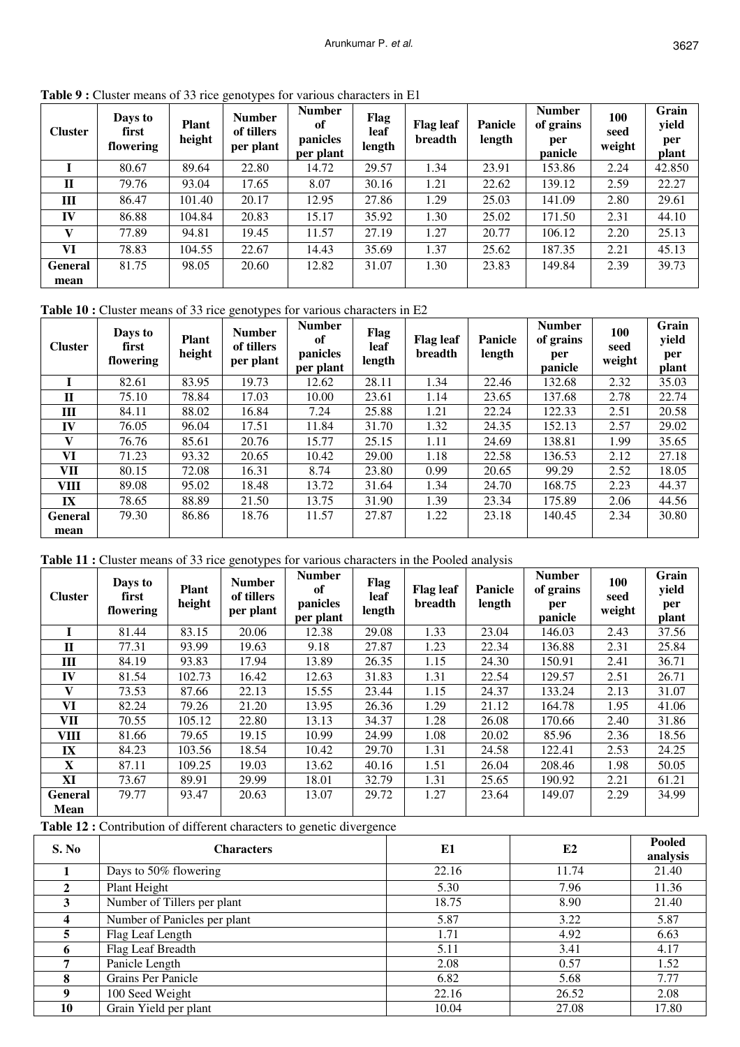**Table 9 :** Cluster means of 33 rice genotypes for various characters in E1

| Cluster | Days to first flowering | Plant height | Number of tillers per plant | Number of panicles per plant | Flag leaf length | Flag leaf breadth | Panicle length | Number of grains per panicle | 100 seed weight | Grain yield per plant |
|---|---|---|---|---|---|---|---|---|---|---|
| I | 80.67 | 89.64 | 22.80 | 14.72 | 29.57 | 1.34 | 23.91 | 153.86 | 2.24 | 42.850 |
| II | 79.76 | 93.04 | 17.65 | 8.07 | 30.16 | 1.21 | 22.62 | 139.12 | 2.59 | 22.27 |
| III | 86.47 | 101.40 | 20.17 | 12.95 | 27.86 | 1.29 | 25.03 | 141.09 | 2.80 | 29.61 |
| IV | 86.88 | 104.84 | 20.83 | 15.17 | 35.92 | 1.30 | 25.02 | 171.50 | 2.31 | 44.10 |
| V | 77.89 | 94.81 | 19.45 | 11.57 | 27.19 | 1.27 | 20.77 | 106.12 | 2.20 | 25.13 |
| VI | 78.83 | 104.55 | 22.67 | 14.43 | 35.69 | 1.37 | 25.62 | 187.35 | 2.21 | 45.13 |
| General mean | 81.75 | 98.05 | 20.60 | 12.82 | 31.07 | 1.30 | 23.83 | 149.84 | 2.39 | 39.73 |

**Table 10 :** Cluster means of 33 rice genotypes for various characters in E2

| Cluster | Days to first flowering | Plant height | Number of tillers per plant | Number of panicles per plant | Flag leaf length | Flag leaf breadth | Panicle length | Number of grains per panicle | 100 seed weight | Grain yield per plant |
|---|---|---|---|---|---|---|---|---|---|---|
| I | 82.61 | 83.95 | 19.73 | 12.62 | 28.11 | 1.34 | 22.46 | 132.68 | 2.32 | 35.03 |
| II | 75.10 | 78.84 | 17.03 | 10.00 | 23.61 | 1.14 | 23.65 | 137.68 | 2.78 | 22.74 |
| III | 84.11 | 88.02 | 16.84 | 7.24 | 25.88 | 1.21 | 22.24 | 122.33 | 2.51 | 20.58 |
| IV | 76.05 | 96.04 | 17.51 | 11.84 | 31.70 | 1.32 | 24.35 | 152.13 | 2.57 | 29.02 |
| V | 76.76 | 85.61 | 20.76 | 15.77 | 25.15 | 1.11 | 24.69 | 138.81 | 1.99 | 35.65 |
| VI | 71.23 | 93.32 | 20.65 | 10.42 | 29.00 | 1.18 | 22.58 | 136.53 | 2.12 | 27.18 |
| VII | 80.15 | 72.08 | 16.31 | 8.74 | 23.80 | 0.99 | 20.65 | 99.29 | 2.52 | 18.05 |
| VIII | 89.08 | 95.02 | 18.48 | 13.72 | 31.64 | 1.34 | 24.70 | 168.75 | 2.23 | 44.37 |
| IX | 78.65 | 88.89 | 21.50 | 13.75 | 31.90 | 1.39 | 23.34 | 175.89 | 2.06 | 44.56 |
| General mean | 79.30 | 86.86 | 18.76 | 11.57 | 27.87 | 1.22 | 23.18 | 140.45 | 2.34 | 30.80 |

**Table 11 :** Cluster means of 33 rice genotypes for various characters in the Pooled analysis

| Cluster | Days to first flowering | Plant height | Number of tillers per plant | Number of panicles per plant | Flag leaf length | Flag leaf breadth | Panicle length | Number of grains per panicle | 100 seed weight | Grain yield per plant |
|---|---|---|---|---|---|---|---|---|---|---|
| I | 81.44 | 83.15 | 20.06 | 12.38 | 29.08 | 1.33 | 23.04 | 146.03 | 2.43 | 37.56 |
| II | 77.31 | 93.99 | 19.63 | 9.18 | 27.87 | 1.23 | 22.34 | 136.88 | 2.31 | 25.84 |
| III | 84.19 | 93.83 | 17.94 | 13.89 | 26.35 | 1.15 | 24.30 | 150.91 | 2.41 | 36.71 |
| IV | 81.54 | 102.73 | 16.42 | 12.63 | 31.83 | 1.31 | 22.54 | 129.57 | 2.51 | 26.71 |
| V | 73.53 | 87.66 | 22.13 | 15.55 | 23.44 | 1.15 | 24.37 | 133.24 | 2.13 | 31.07 |
| VI | 82.24 | 79.26 | 21.20 | 13.95 | 26.36 | 1.29 | 21.12 | 164.78 | 1.95 | 41.06 |
| VII | 70.55 | 105.12 | 22.80 | 13.13 | 34.37 | 1.28 | 26.08 | 170.66 | 2.40 | 31.86 |
| VIII | 81.66 | 79.65 | 19.15 | 10.99 | 24.99 | 1.08 | 20.02 | 85.96 | 2.36 | 18.56 |
| IX | 84.23 | 103.56 | 18.54 | 10.42 | 29.70 | 1.31 | 24.58 | 122.41 | 2.53 | 24.25 |
| X | 87.11 | 109.25 | 19.03 | 13.62 | 40.16 | 1.51 | 26.04 | 208.46 | 1.98 | 50.05 |
| XI | 73.67 | 89.91 | 29.99 | 18.01 | 32.79 | 1.31 | 25.65 | 190.92 | 2.21 | 61.21 |
| General Mean | 79.77 | 93.47 | 20.63 | 13.07 | 29.72 | 1.27 | 23.64 | 149.07 | 2.29 | 34.99 |

**Table 12 :** Contribution of different characters to genetic divergence

| S. No | Characters | E1 | E2 | Pooled analysis |
|---|---|---|---|---|
| 1 | Days to 50% flowering | 22.16 | 11.74 | 21.40 |
| 2 | Plant Height | 5.30 | 7.96 | 11.36 |
| 3 | Number of Tillers per plant | 18.75 | 8.90 | 21.40 |
| 4 | Number of Panicles per plant | 5.87 | 3.22 | 5.87 |
| 5 | Flag Leaf Length | 1.71 | 4.92 | 6.63 |
| 6 | Flag Leaf Breadth | 5.11 | 3.41 | 4.17 |
| 7 | Panicle Length | 2.08 | 0.57 | 1.52 |
| 8 | Grains Per Panicle | 6.82 | 5.68 | 7.77 |
| 9 | 100 Seed Weight | 22.16 | 26.52 | 2.08 |
| 10 | Grain Yield per plant | 10.04 | 27.08 | 17.80 |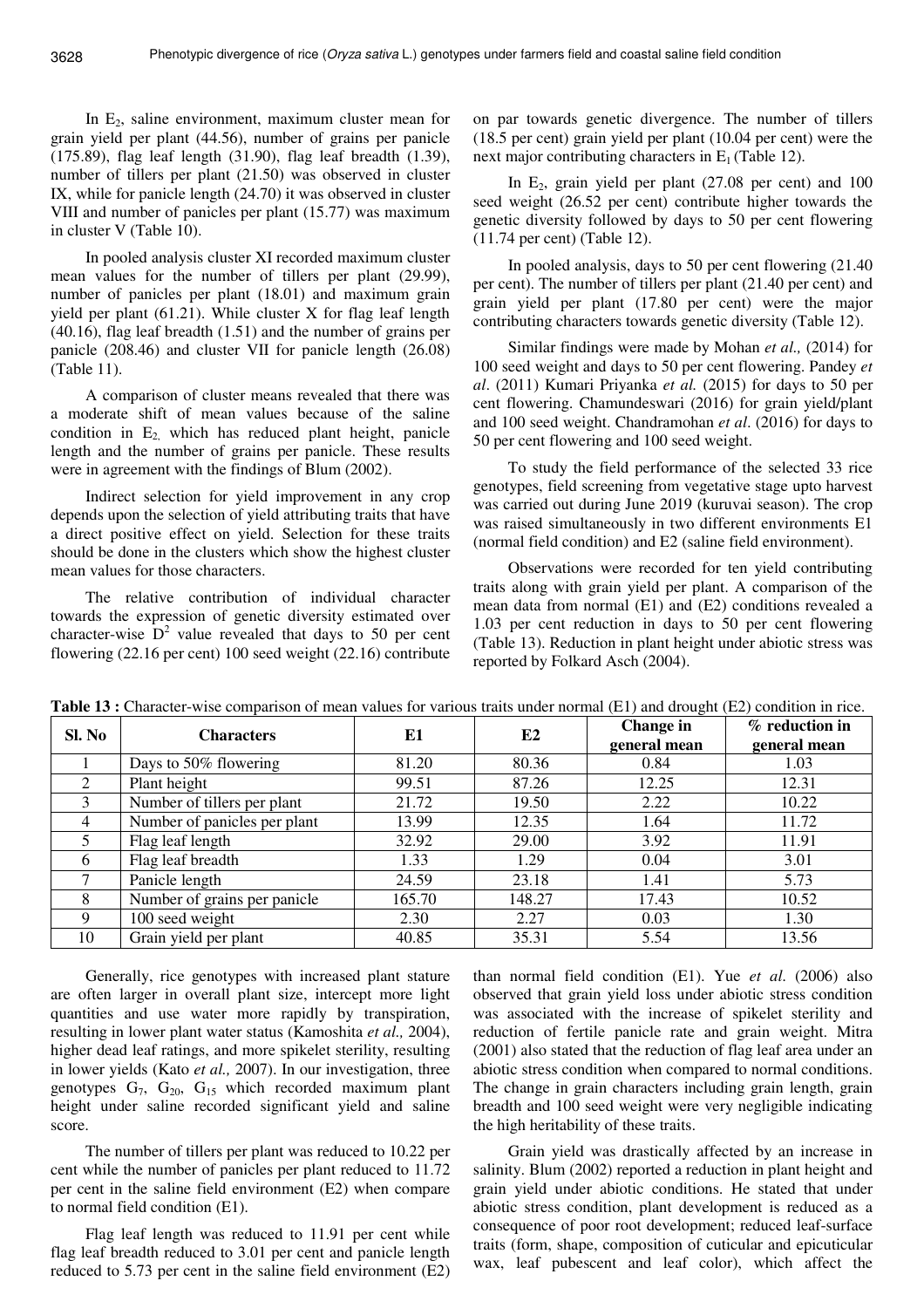In $E_2$, saline environment, maximum cluster mean for grain yield per plant (44.56), number of grains per panicle (175.89), flag leaf length (31.90), flag leaf breadth (1.39), number of tillers per plant (21.50) was observed in cluster IX, while for panicle length (24.70) it was observed in cluster VIII and number of panicles per plant (15.77) was maximum in cluster V (Table 10).

In pooled analysis cluster XI recorded maximum cluster mean values for the number of tillers per plant (29.99), number of panicles per plant (18.01) and maximum grain yield per plant (61.21). While cluster X for flag leaf length (40.16), flag leaf breadth (1.51) and the number of grains per panicle (208.46) and cluster VII for panicle length (26.08) (Table 11).

A comparison of cluster means revealed that there was a moderate shift of mean values because of the saline condition in $E_2$, which has reduced plant height, panicle length and the number of grains per panicle. These results were in agreement with the findings of Blum (2002).

Indirect selection for yield improvement in any crop depends upon the selection of yield attributing traits that have a direct positive effect on yield. Selection for these traits should be done in the clusters which show the highest cluster mean values for those characters.

The relative contribution of individual character towards the expression of genetic diversity estimated over character-wise $D^2$ value revealed that days to 50 per cent flowering (22.16 per cent) 100 seed weight (22.16) contribute on par towards genetic divergence. The number of tillers (18.5 per cent) grain yield per plant (10.04 per cent) were the next major contributing characters in $E_1$ (Table 12).

In $E_2$, grain yield per plant (27.08 per cent) and 100 seed weight (26.52 per cent) contribute higher towards the genetic diversity followed by days to 50 per cent flowering (11.74 per cent) (Table 12).

In pooled analysis, days to 50 per cent flowering (21.40 per cent). The number of tillers per plant (21.40 per cent) and grain yield per plant (17.80 per cent) were the major contributing characters towards genetic diversity (Table 12).

Similar findings were made by Mohan *et al.,* (2014) for 100 seed weight and days to 50 per cent flowering. Pandey *et al*. (2011) Kumari Priyanka *et al.* (2015) for days to 50 per cent flowering. Chamundeswari (2016) for grain yield/plant and 100 seed weight. Chandramohan *et al*. (2016) for days to 50 per cent flowering and 100 seed weight.

To study the field performance of the selected 33 rice genotypes, field screening from vegetative stage upto harvest was carried out during June 2019 (kuruvai season). The crop was raised simultaneously in two different environments E1 (normal field condition) and E2 (saline field environment).

Observations were recorded for ten yield contributing traits along with grain yield per plant. A comparison of the mean data from normal (E1) and (E2) conditions revealed a 1.03 per cent reduction in days to 50 per cent flowering (Table 13). Reduction in plant height under abiotic stress was reported by Folkard Asch (2004).

**Table 13 :** Character-wise comparison of mean values for various traits under normal (E1) and drought (E2) condition in rice.

| Sl. No | Characters | E1 | E2 | Change in general mean | % reduction in general mean |
|---|---|---|---|---|---|
| 1 | Days to 50% flowering | 81.20 | 80.36 | 0.84 | 1.03 |
| 2 | Plant height | 99.51 | 87.26 | 12.25 | 12.31 |
| 3 | Number of tillers per plant | 21.72 | 19.50 | 2.22 | 10.22 |
| 4 | Number of panicles per plant | 13.99 | 12.35 | 1.64 | 11.72 |
| 5 | Flag leaf length | 32.92 | 29.00 | 3.92 | 11.91 |
| 6 | Flag leaf breadth | 1.33 | 1.29 | 0.04 | 3.01 |
| 7 | Panicle length | 24.59 | 23.18 | 1.41 | 5.73 |
| 8 | Number of grains per panicle | 165.70 | 148.27 | 17.43 | 10.52 |
| 9 | 100 seed weight | 2.30 | 2.27 | 0.03 | 1.30 |
| 10 | Grain yield per plant | 40.85 | 35.31 | 5.54 | 13.56 |

Generally, rice genotypes with increased plant stature are often larger in overall plant size, intercept more light quantities and use water more rapidly by transpiration, resulting in lower plant water status (Kamoshita *et al.,* 2004), higher dead leaf ratings, and more spikelet sterility, resulting in lower yields (Kato *et al.,* 2007). In our investigation, three genotypes $G_7$, $G_{20}$, $G_{15}$ which recorded maximum plant height under saline recorded significant yield and saline score.

The number of tillers per plant was reduced to 10.22 per cent while the number of panicles per plant reduced to 11.72 per cent in the saline field environment (E2) when compare to normal field condition (E1).

Flag leaf length was reduced to 11.91 per cent while flag leaf breadth reduced to 3.01 per cent and panicle length reduced to 5.73 per cent in the saline field environment (E2) than normal field condition (E1). Yue *et al*. (2006) also observed that grain yield loss under abiotic stress condition was associated with the increase of spikelet sterility and reduction of fertile panicle rate and grain weight. Mitra (2001) also stated that the reduction of flag leaf area under an abiotic stress condition when compared to normal conditions. The change in grain characters including grain length, grain breadth and 100 seed weight were very negligible indicating the high heritability of these traits.

Grain yield was drastically affected by an increase in salinity. Blum (2002) reported a reduction in plant height and grain yield under abiotic conditions. He stated that under abiotic stress condition, plant development is reduced as a consequence of poor root development; reduced leaf-surface traits (form, shape, composition of cuticular and epicuticular wax, leaf pubescent and leaf color), which affect the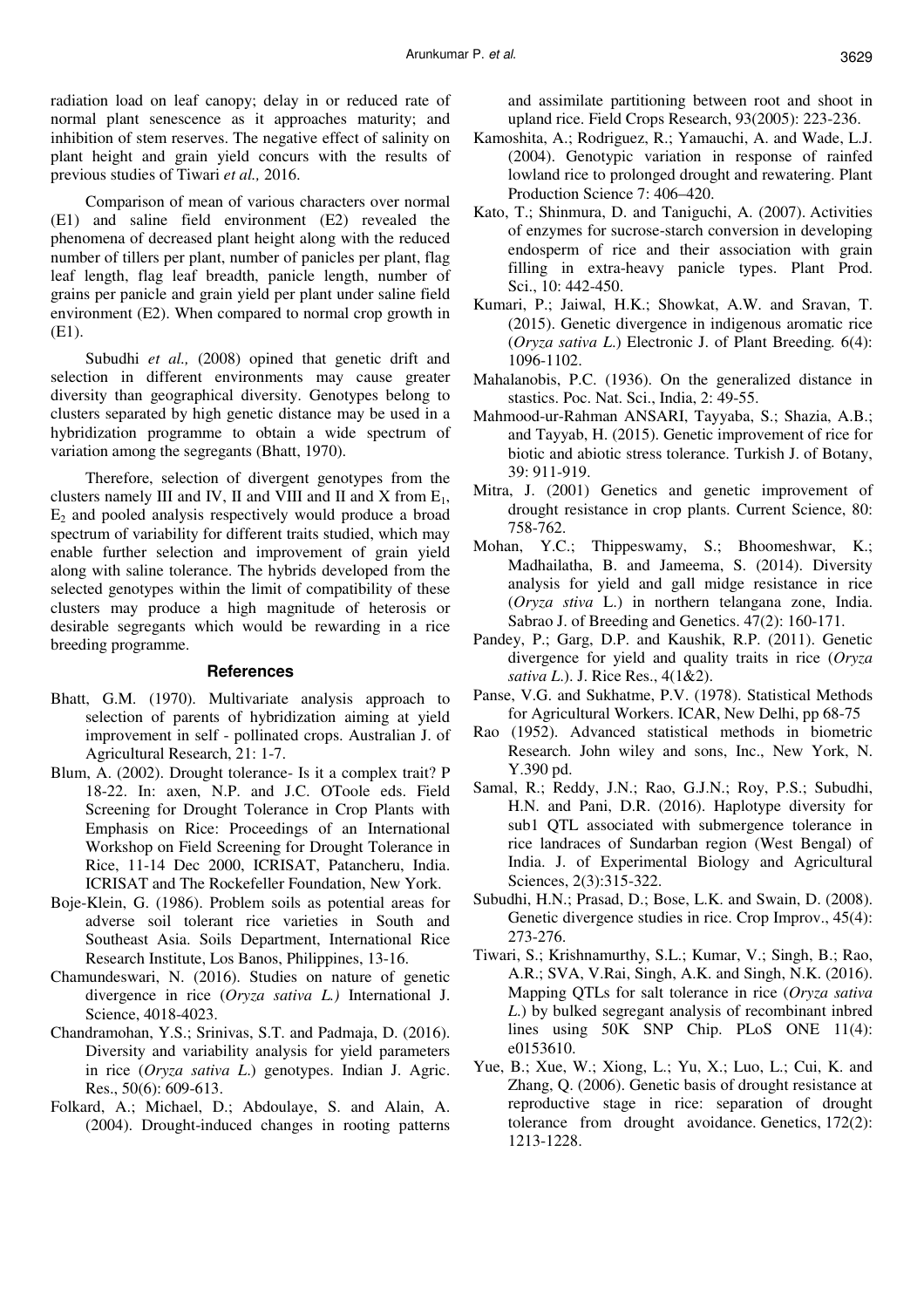radiation load on leaf canopy; delay in or reduced rate of normal plant senescence as it approaches maturity; and inhibition of stem reserves. The negative effect of salinity on plant height and grain yield concurs with the results of previous studies of Tiwari *et al.,* 2016.

Comparison of mean of various characters over normal (E1) and saline field environment (E2) revealed the phenomena of decreased plant height along with the reduced number of tillers per plant, number of panicles per plant, flag leaf length, flag leaf breadth, panicle length, number of grains per panicle and grain yield per plant under saline field environment (E2). When compared to normal crop growth in (E1).

Subudhi *et al.,* (2008) opined that genetic drift and selection in different environments may cause greater diversity than geographical diversity. Genotypes belong to clusters separated by high genetic distance may be used in a hybridization programme to obtain a wide spectrum of variation among the segregants (Bhatt, 1970).

Therefore, selection of divergent genotypes from the clusters namely III and IV, II and VIII and II and X from $E_1$, $E_2$ and pooled analysis respectively would produce a broad spectrum of variability for different traits studied, which may enable further selection and improvement of grain yield along with saline tolerance. The hybrids developed from the selected genotypes within the limit of compatibility of these clusters may produce a high magnitude of heterosis or desirable segregants which would be rewarding in a rice breeding programme.

## References

Bhatt, G.M. (1970). Multivariate analysis approach to selection of parents of hybridization aiming at yield improvement in self - pollinated crops. Australian J. of Agricultural Research, 21: 1-7.

Blum, A. (2002). Drought tolerance- Is it a complex trait? P 18-22. In: axen, N.P. and J.C. OToole eds. Field Screening for Drought Tolerance in Crop Plants with Emphasis on Rice: Proceedings of an International Workshop on Field Screening for Drought Tolerance in Rice, 11-14 Dec 2000, ICRISAT, Patancheru, India. ICRISAT and The Rockefeller Foundation, New York.

Boje-Klein, G. (1986). Problem soils as potential areas for adverse soil tolerant rice varieties in South and Southeast Asia. Soils Department, International Rice Research Institute, Los Banos, Philippines, 13-16.

Chamundeswari, N. (2016). Studies on nature of genetic divergence in rice (*Oryza sativa L.)* International J. Science, 4018-4023.

Chandramohan, Y.S.; Srinivas, S.T. and Padmaja, D. (2016). Diversity and variability analysis for yield parameters in rice (*Oryza sativa L.*) genotypes. Indian J. Agric. Res., 50(6): 609-613.

Folkard, A.; Michael, D.; Abdoulaye, S. and Alain, A. (2004). Drought-induced changes in rooting patterns and assimilate partitioning between root and shoot in upland rice. Field Crops Research, 93(2005): 223-236.

Kamoshita, A.; Rodriguez, R.; Yamauchi, A. and Wade, L.J. (2004). Genotypic variation in response of rainfed lowland rice to prolonged drought and rewatering. Plant Production Science 7: 406–420.

Kato, T.; Shinmura, D. and Taniguchi, A. (2007). Activities of enzymes for sucrose-starch conversion in developing endosperm of rice and their association with grain filling in extra-heavy panicle types. Plant Prod. Sci., 10: 442-450.

Kumari, P.; Jaiwal, H.K.; Showkat, A.W. and Sravan, T. (2015). Genetic divergence in indigenous aromatic rice (*Oryza sativa L.*) Electronic J. of Plant Breeding. 6(4): 1096-1102.

Mahalanobis, P.C. (1936). On the generalized distance in stastics. Poc. Nat. Sci., India, 2: 49-55.

Mahmood-ur-Rahman ANSARI, Tayyaba, S.; Shazia, A.B.; and Tayyab, H. (2015). Genetic improvement of rice for biotic and abiotic stress tolerance. Turkish J. of Botany, 39: 911-919.

Mitra, J. (2001) Genetics and genetic improvement of drought resistance in crop plants. Current Science, 80: 758-762.

Mohan, Y.C.; Thippeswamy, S.; Bhoomeshwar, K.; Madhailatha, B. and Jameema, S. (2014). Diversity analysis for yield and gall midge resistance in rice (*Oryza stiva* L.) in northern telangana zone, India. Sabrao J. of Breeding and Genetics. 47(2): 160-171.

Pandey, P.; Garg, D.P. and Kaushik, R.P. (2011). Genetic divergence for yield and quality traits in rice (*Oryza sativa L.*). J. Rice Res., 4(1&2).

Panse, V.G. and Sukhatme, P.V. (1978). Statistical Methods for Agricultural Workers. ICAR, New Delhi, pp 68-75

Rao (1952). Advanced statistical methods in biometric Research. John wiley and sons, Inc., New York, N. Y.390 pd.

Samal, R.; Reddy, J.N.; Rao, G.J.N.; Roy, P.S.; Subudhi, H.N. and Pani, D.R. (2016). Haplotype diversity for sub1 QTL associated with submergence tolerance in rice landraces of Sundarban region (West Bengal) of India. J. of Experimental Biology and Agricultural Sciences, 2(3):315-322.

Subudhi, H.N.; Prasad, D.; Bose, L.K. and Swain, D. (2008). Genetic divergence studies in rice. Crop Improv., 45(4): 273-276.

Tiwari, S.; Krishnamurthy, S.L.; Kumar, V.; Singh, B.; Rao, A.R.; SVA, V.Rai, Singh, A.K. and Singh, N.K. (2016). Mapping QTLs for salt tolerance in rice (*Oryza sativa L.*) by bulked segregant analysis of recombinant inbred lines using 50K SNP Chip. PLoS ONE 11(4): e0153610.

Yue, B.; Xue, W.; Xiong, L.; Yu, X.; Luo, L.; Cui, K. and Zhang, Q. (2006). Genetic basis of drought resistance at reproductive stage in rice: separation of drought tolerance from drought avoidance. Genetics, 172(2): 1213-1228.